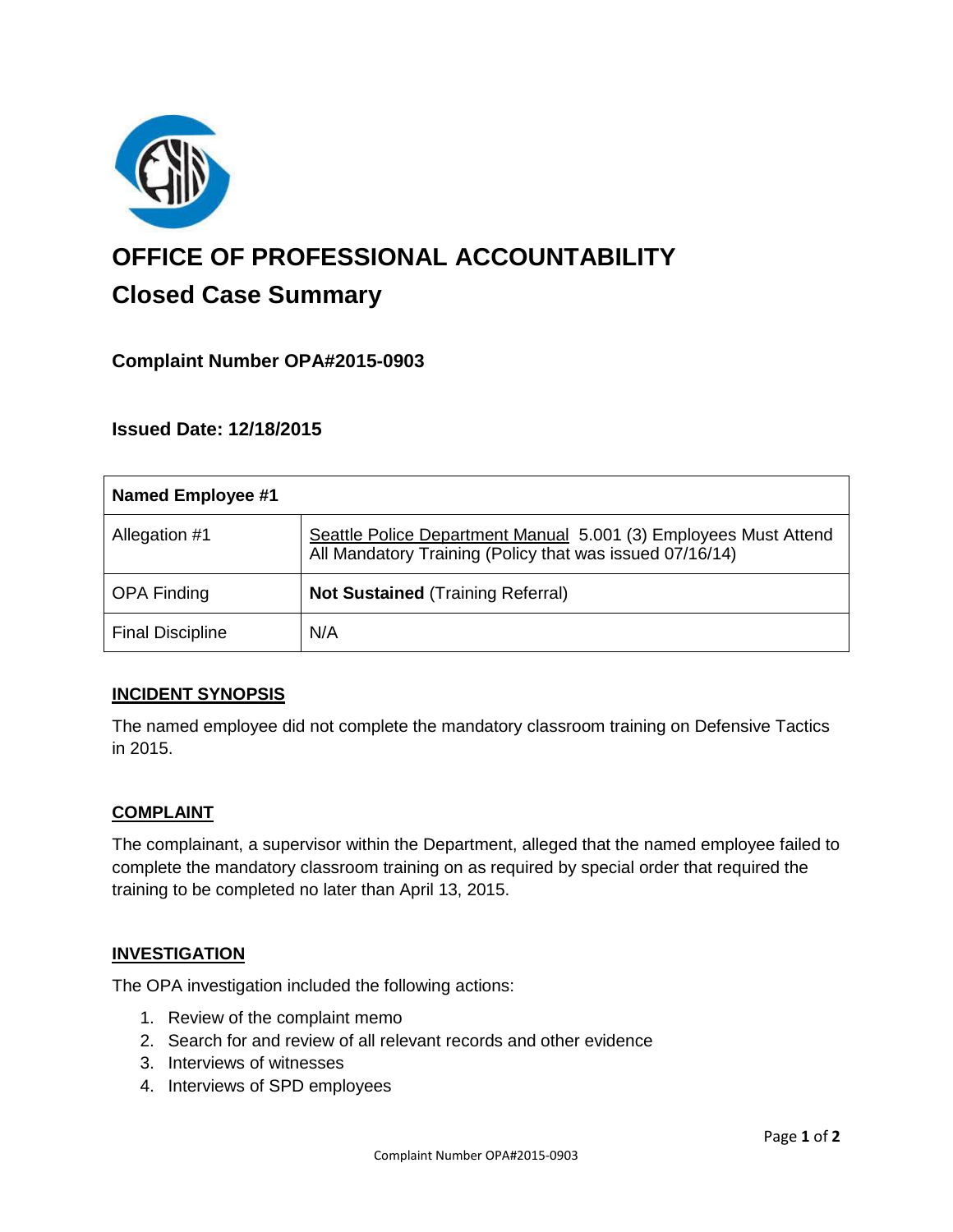# OFFICE OF PROFESSIONAL ACCOUNTABILITY

## Closed Case Summary

### Complaint Number OPA#2015-0903

### Issued Date: 12/18/2015

| Named Employee #1 | |
|---|---|
| Allegation #1 | Seattle Police Department Manual 5.001 (3) Employees Must Attend All Mandatory Training (Policy that was issued 07/16/14) |
| OPA Finding | **Not Sustained** (Training Referral) |
| Final Discipline | N/A |

## INCIDENT SYNOPSIS

The named employee did not complete the mandatory classroom training on Defensive Tactics in 2015.

## COMPLAINT

The complainant, a supervisor within the Department, alleged that the named employee failed to complete the mandatory classroom training on as required by special order that required the training to be completed no later than April 13, 2015.

## INVESTIGATION

The OPA investigation included the following actions:

1. Review of the complaint memo
2. Search for and review of all relevant records and other evidence
3. Interviews of witnesses
4. Interviews of SPD employees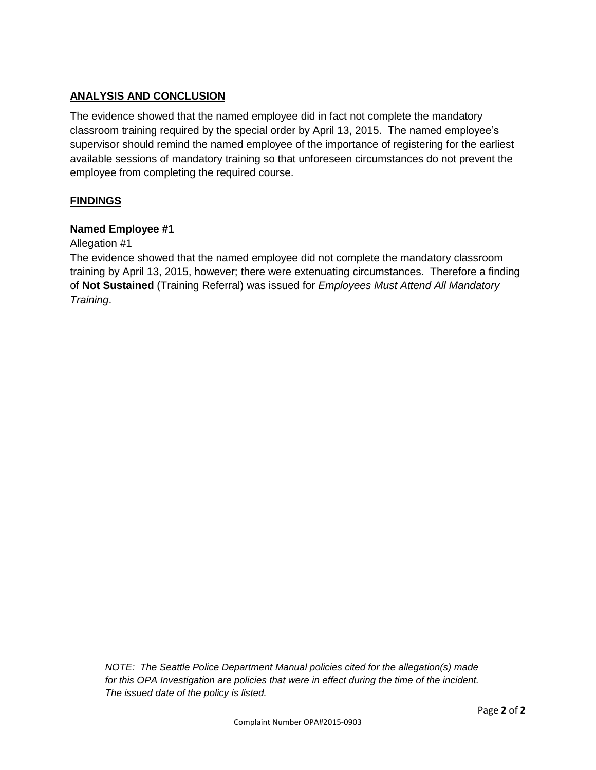## ANALYSIS AND CONCLUSION

The evidence showed that the named employee did in fact not complete the mandatory classroom training required by the special order by April 13, 2015. The named employee's supervisor should remind the named employee of the importance of registering for the earliest available sessions of mandatory training so that unforeseen circumstances do not prevent the employee from completing the required course.

## FINDINGS

**Named Employee #1**

Allegation #1

The evidence showed that the named employee did not complete the mandatory classroom training by April 13, 2015, however; there were extenuating circumstances. Therefore a finding of **Not Sustained** (Training Referral) was issued for *Employees Must Attend All Mandatory Training*.

*NOTE: The Seattle Police Department Manual policies cited for the allegation(s) made for this OPA Investigation are policies that were in effect during the time of the incident. The issued date of the policy is listed.*

Complaint Number OPA#2015-0903